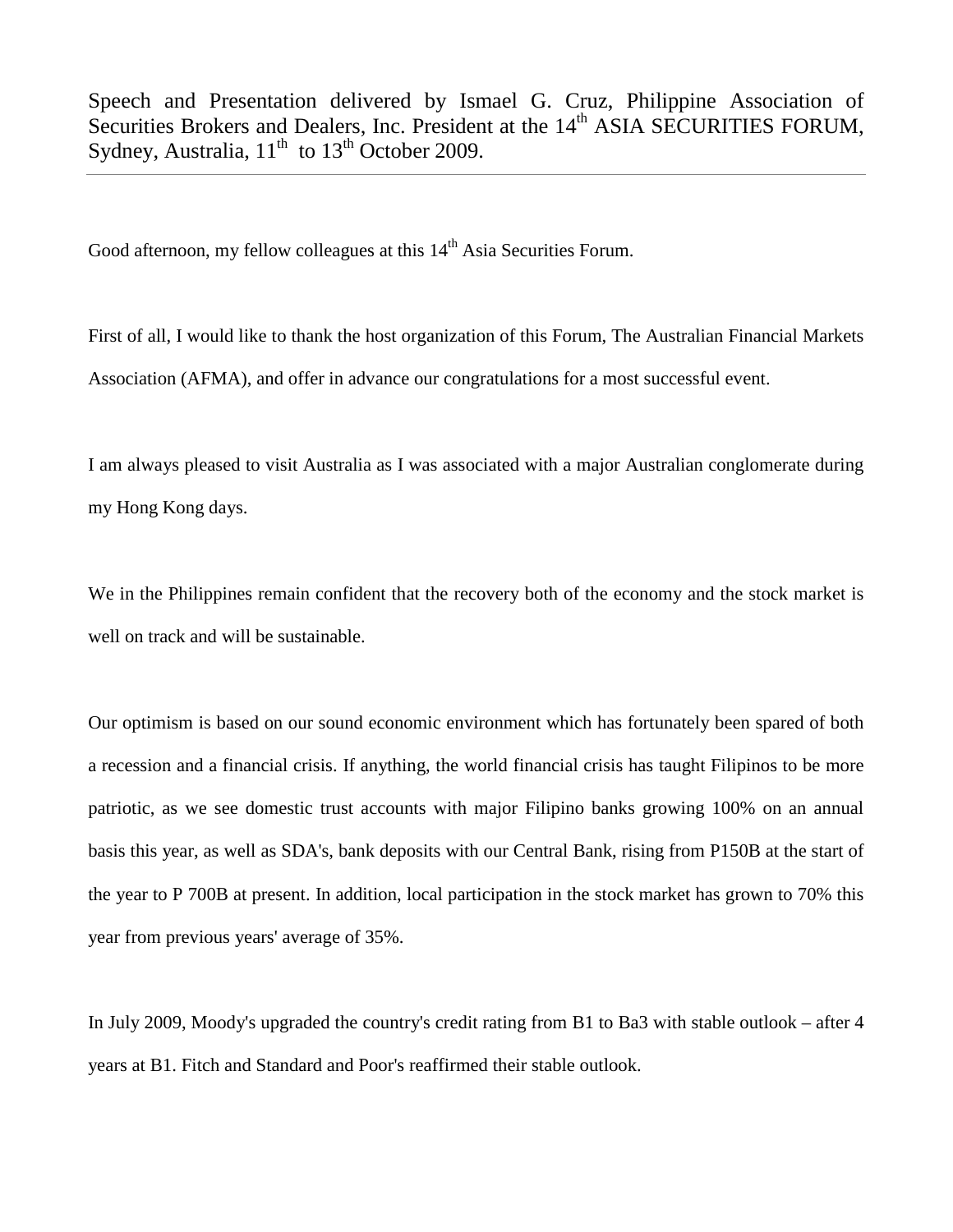Speech and Presentation delivered by Ismael G. Cruz, Philippine Association of Securities Brokers and Dealers, Inc. President at the 14th ASIA SECURITIES FORUM, Sydney, Australia, 11th to 13th October 2009.

---

Good afternoon, my fellow colleagues at this 14th Asia Securities Forum.

First of all, I would like to thank the host organization of this Forum, The Australian Financial Markets Association (AFMA), and offer in advance our congratulations for a most successful event.

I am always pleased to visit Australia as I was associated with a major Australian conglomerate during my Hong Kong days.

We in the Philippines remain confident that the recovery both of the economy and the stock market is well on track and will be sustainable.

Our optimism is based on our sound economic environment which has fortunately been spared of both a recession and a financial crisis. If anything, the world financial crisis has taught Filipinos to be more patriotic, as we see domestic trust accounts with major Filipino banks growing 100% on an annual basis this year, as well as SDA's, bank deposits with our Central Bank, rising from P150B at the start of the year to P 700B at present. In addition, local participation in the stock market has grown to 70% this year from previous years' average of 35%.

In July 2009, Moody's upgraded the country's credit rating from B1 to Ba3 with stable outlook – after 4 years at B1. Fitch and Standard and Poor's reaffirmed their stable outlook.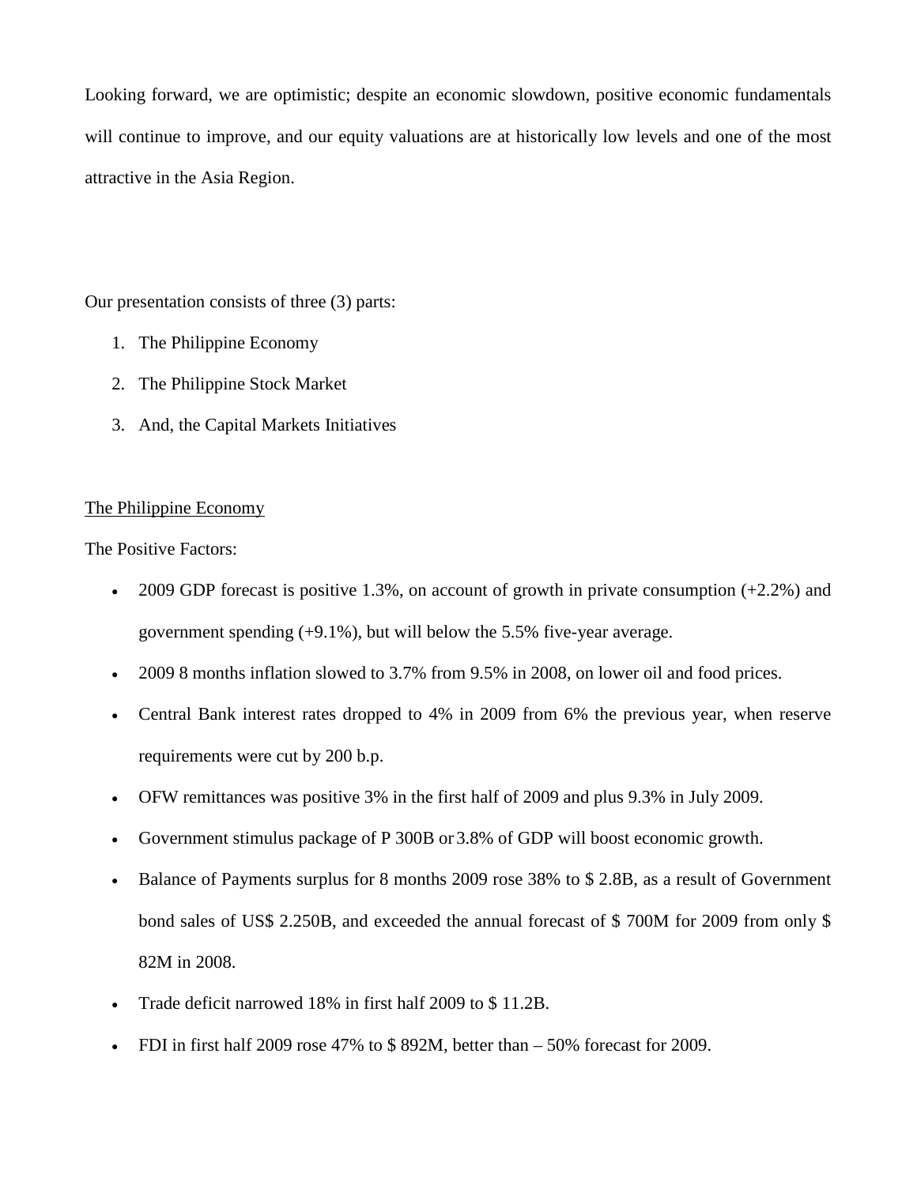Looking forward, we are optimistic; despite an economic slowdown, positive economic fundamentals will continue to improve, and our equity valuations are at historically low levels and one of the most attractive in the Asia Region.

Our presentation consists of three (3) parts:

1. The Philippine Economy
2. The Philippine Stock Market
3. And, the Capital Markets Initiatives

<u>The Philippine Economy</u>

The Positive Factors:

- 2009 GDP forecast is positive 1.3%, on account of growth in private consumption (+2.2%) and government spending (+9.1%), but will below the 5.5% five-year average.
- 2009 8 months inflation slowed to 3.7% from 9.5% in 2008, on lower oil and food prices.
- Central Bank interest rates dropped to 4% in 2009 from 6% the previous year, when reserve requirements were cut by 200 b.p.
- OFW remittances was positive 3% in the first half of 2009 and plus 9.3% in July 2009.
- Government stimulus package of P 300B or 3.8% of GDP will boost economic growth.
- Balance of Payments surplus for 8 months 2009 rose 38% to $ 2.8B, as a result of Government bond sales of US$ 2.250B, and exceeded the annual forecast of $ 700M for 2009 from only $ 82M in 2008.
- Trade deficit narrowed 18% in first half 2009 to $ 11.2B.
- FDI in first half 2009 rose 47% to $ 892M, better than – 50% forecast for 2009.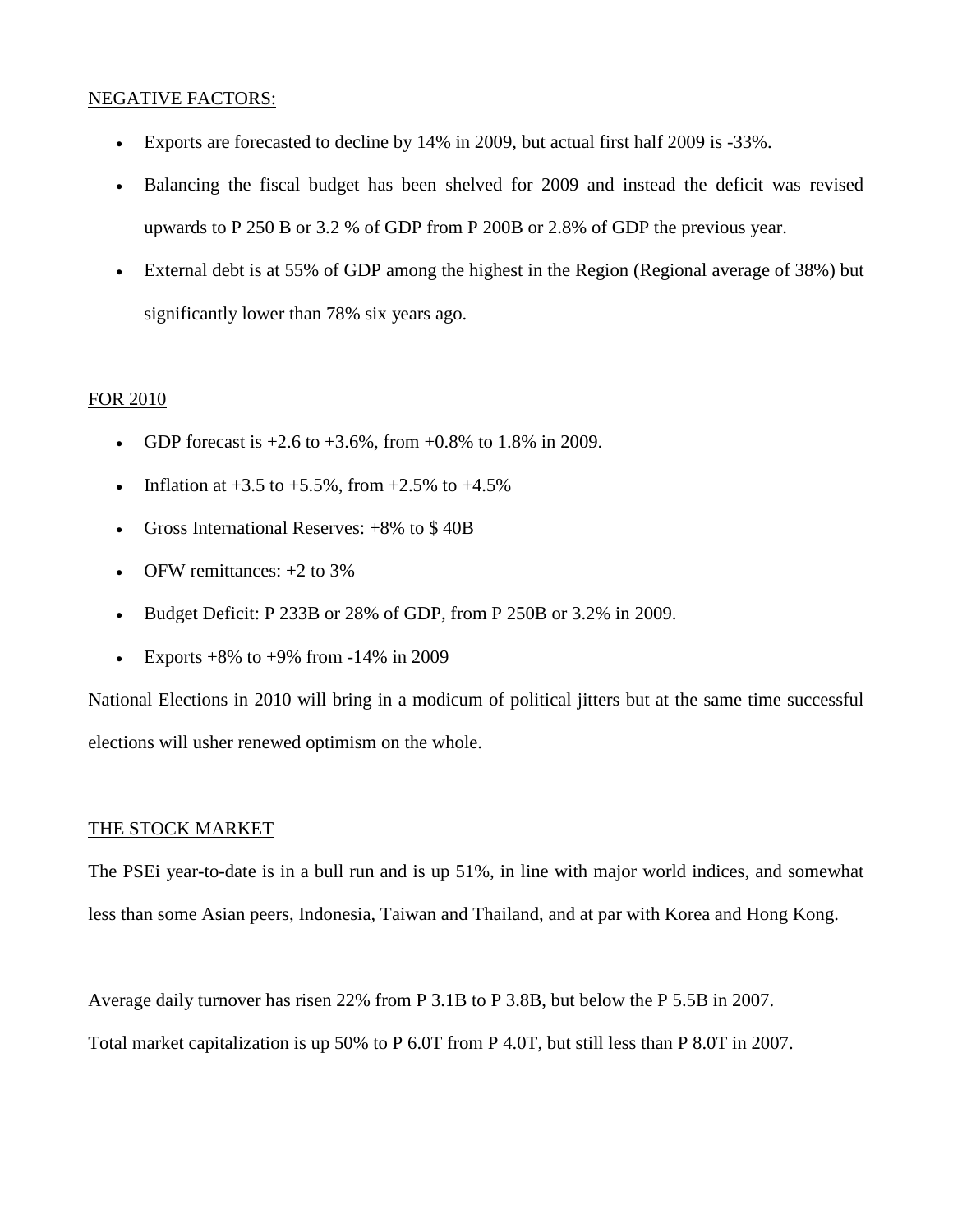NEGATIVE FACTORS:

- Exports are forecasted to decline by 14% in 2009, but actual first half 2009 is -33%.
- Balancing the fiscal budget has been shelved for 2009 and instead the deficit was revised upwards to P 250 B or 3.2 % of GDP from P 200B or 2.8% of GDP the previous year.
- External debt is at 55% of GDP among the highest in the Region (Regional average of 38%) but significantly lower than 78% six years ago.

FOR 2010

- GDP forecast is +2.6 to +3.6%, from +0.8% to 1.8% in 2009.
- Inflation at +3.5 to +5.5%, from +2.5% to +4.5%
- Gross International Reserves: +8% to $ 40B
- OFW remittances: +2 to 3%
- Budget Deficit: P 233B or 28% of GDP, from P 250B or 3.2% in 2009.
- Exports +8% to +9% from -14% in 2009

National Elections in 2010 will bring in a modicum of political jitters but at the same time successful elections will usher renewed optimism on the whole.

THE STOCK MARKET

The PSEi year-to-date is in a bull run and is up 51%, in line with major world indices, and somewhat less than some Asian peers, Indonesia, Taiwan and Thailand, and at par with Korea and Hong Kong.

Average daily turnover has risen 22% from P 3.1B to P 3.8B, but below the P 5.5B in 2007.

Total market capitalization is up 50% to P 6.0T from P 4.0T, but still less than P 8.0T in 2007.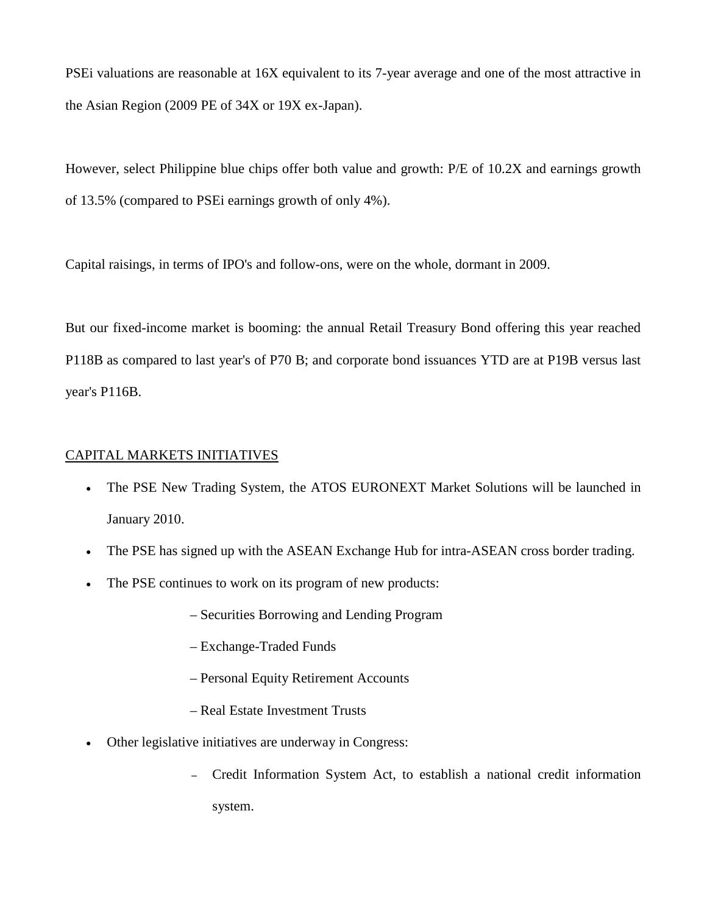PSEi valuations are reasonable at 16X equivalent to its 7-year average and one of the most attractive in the Asian Region (2009 PE of 34X or 19X ex-Japan).

However, select Philippine blue chips offer both value and growth: P/E of 10.2X and earnings growth of 13.5% (compared to PSEi earnings growth of only 4%).

Capital raisings, in terms of IPO's and follow-ons, were on the whole, dormant in 2009.

But our fixed-income market is booming: the annual Retail Treasury Bond offering this year reached P118B as compared to last year's of P70 B; and corporate bond issuances YTD are at P19B versus last year's P116B.

<u>CAPITAL MARKETS INITIATIVES</u>

- The PSE New Trading System, the ATOS EURONEXT Market Solutions will be launched in January 2010.
- The PSE has signed up with the ASEAN Exchange Hub for intra-ASEAN cross border trading.
- The PSE continues to work on its program of new products:
  - – Securities Borrowing and Lending Program
  - – Exchange-Traded Funds
  - – Personal Equity Retirement Accounts
  - – Real Estate Investment Trusts
- Other legislative initiatives are underway in Congress:
  - Credit Information System Act, to establish a national credit information system.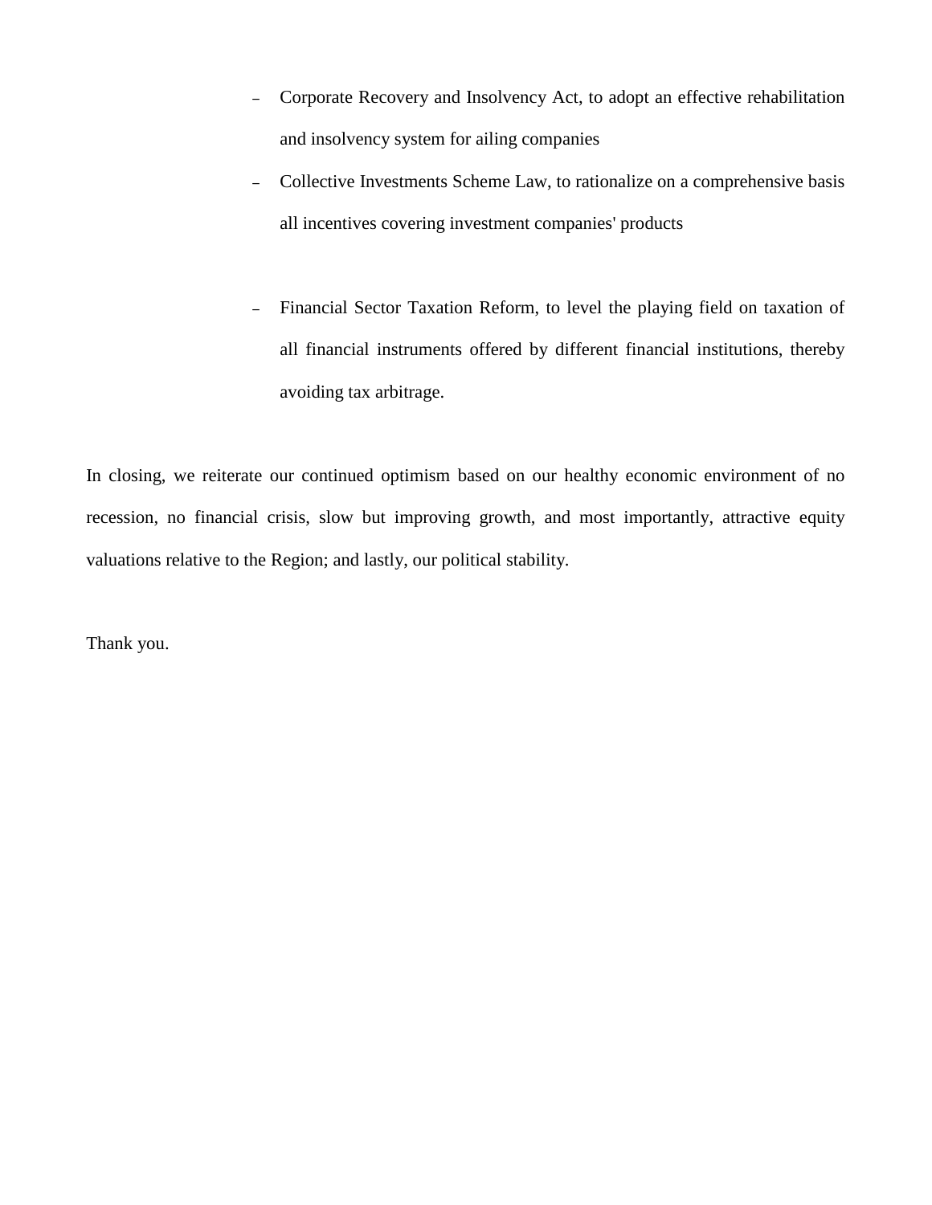- Corporate Recovery and Insolvency Act, to adopt an effective rehabilitation and insolvency system for ailing companies
- Collective Investments Scheme Law, to rationalize on a comprehensive basis all incentives covering investment companies' products

- Financial Sector Taxation Reform, to level the playing field on taxation of all financial instruments offered by different financial institutions, thereby avoiding tax arbitrage.

In closing, we reiterate our continued optimism based on our healthy economic environment of no recession, no financial crisis, slow but improving growth, and most importantly, attractive equity valuations relative to the Region; and lastly, our political stability.

Thank you.